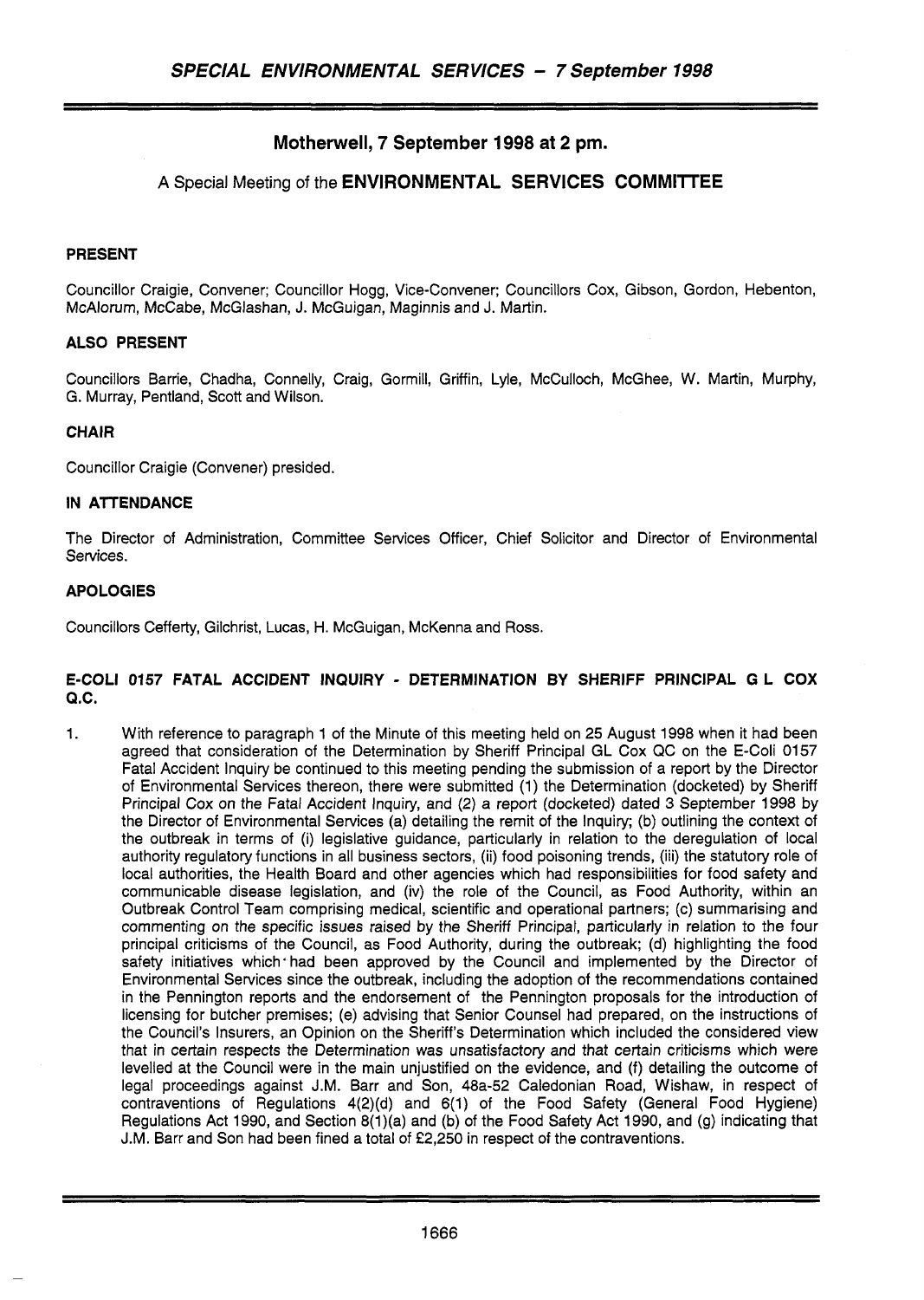# Motherwell, 7 September 1998 at 2 pm.

## A Special Meeting of the ENVIRONMENTAL SERVICES COMMITTEE

### PRESENT

Councillor Craigie, Convener; Councillor Hogg, Vice-Convener; Councillors Cox, Gibson, Gordon, Hebenton, McAlorum, McCabe, McGlashan, J. McGuigan, Maginnis and J. Martin.

### ALSO PRESENT

Councillors Barrie, Chadha, Connelly, Craig, Gormill, Griffin, Lyle, McCulloch, McGhee, W. Martin, Murphy, G. Murray, Pentland, Scott and Wilson.

### CHAIR

Councillor Craigie (Convener) presided.

### IN ATTENDANCE

The Director of Administration, Committee Services Officer, Chief Solicitor and Director of Environmental Services.

### APOLOGIES

Councillors Cefferty, Gilchrist, Lucas, H. McGuigan, McKenna and Ross.

### E-COLI 0157 FATAL ACCIDENT INQUIRY - DETERMINATION BY SHERIFF PRINCIPAL G L COX Q.C.

1. With reference to paragraph 1 of the Minute of this meeting held on 25 August 1998 when it had been agreed that consideration of the Determination by Sheriff Principal GL Cox QC on the E-Coli 0157 Fatal Accident Inquiry be continued to this meeting pending the submission of a report by the Director of Environmental Services thereon, there were submitted (1) the Determination (docketed) by Sheriff Principal Cox on the Fatal Accident Inquiry, and (2) a report (docketed) dated 3 September 1998 by the Director of Environmental Services (a) detailing the remit of the Inquiry; (b) outlining the context of the outbreak in terms of (i) legislative guidance, particularly in relation to the deregulation of local authority regulatory functions in all business sectors, (ii) food poisoning trends, (iii) the statutory role of local authorities, the Health Board and other agencies which had responsibilities for food safety and communicable disease legislation, and (iv) the role of the Council, as Food Authority, within an Outbreak Control Team comprising medical, scientific and operational partners; (c) summarising and commenting on the specific issues raised by the Sheriff Principal, particularly in relation to the four principal criticisms of the Council, as Food Authority, during the outbreak; (d) highlighting the food safety initiatives which had been approved by the Council and implemented by the Director of Environmental Services since the outbreak, including the adoption of the recommendations contained in the Pennington reports and the endorsement of the Pennington proposals for the introduction of licensing for butcher premises; (e) advising that Senior Counsel had prepared, on the instructions of the Council's Insurers, an Opinion on the Sheriff's Determination which included the considered view that in certain respects the Determination was unsatisfactory and that certain criticisms which were levelled at the Council were in the main unjustified on the evidence, and (f) detailing the outcome of legal proceedings against J.M. Barr and Son, 48a-52 Caledonian Road, Wishaw, in respect of contraventions of Regulations 4(2)(d) and 6(1) of the Food Safety (General Food Hygiene) Regulations Act 1990, and Section 8(1)(a) and (b) of the Food Safety Act 1990, and (g) indicating that J.M. Barr and Son had been fined a total of £2,250 in respect of the contraventions.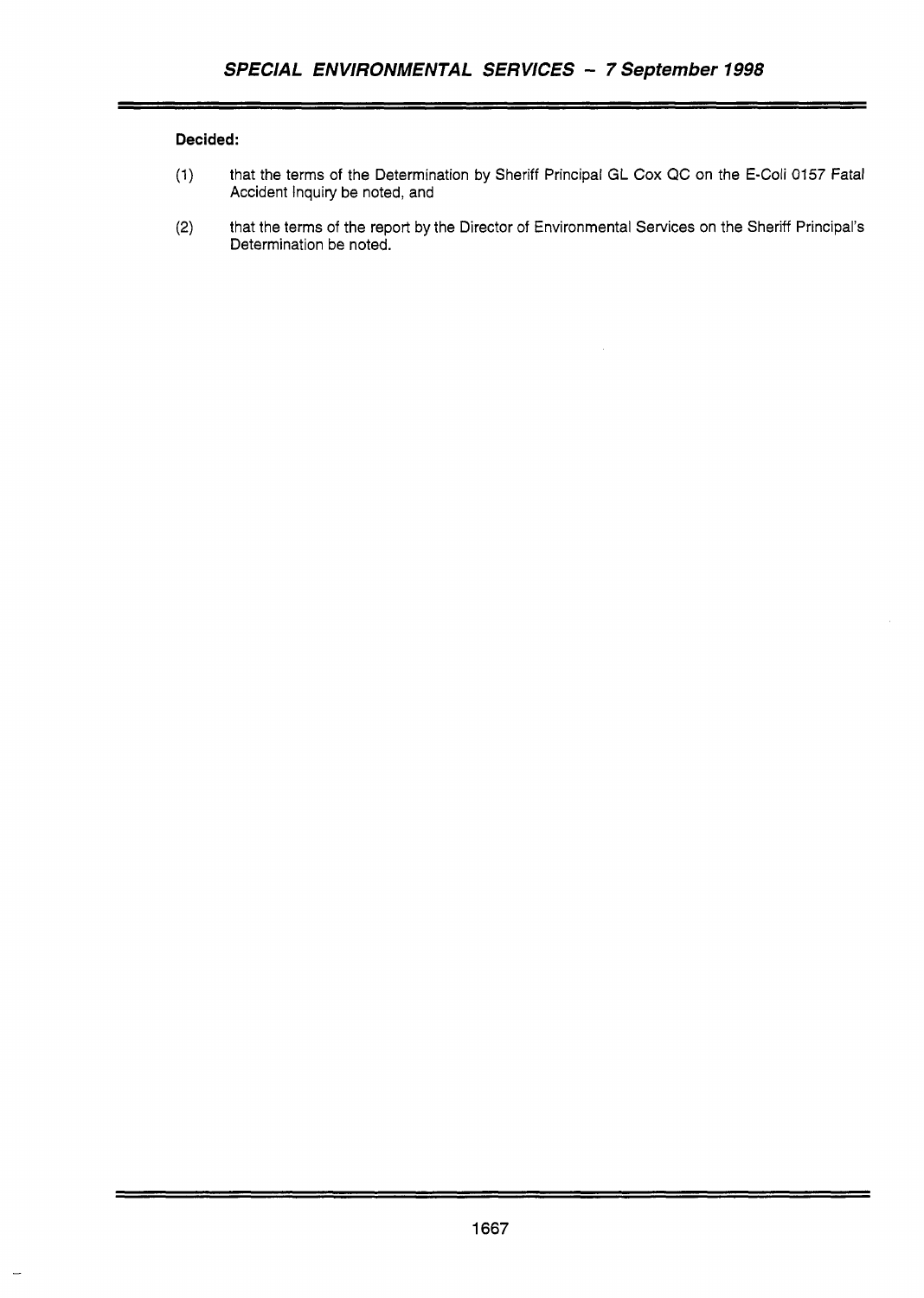**Decided:**

(1) that the terms of the Determination by Sheriff Principal GL Cox QC on the E-Coli 0157 Fatal Accident Inquiry be noted, and

(2) that the terms of the report by the Director of Environmental Services on the Sheriff Principal's Determination be noted.